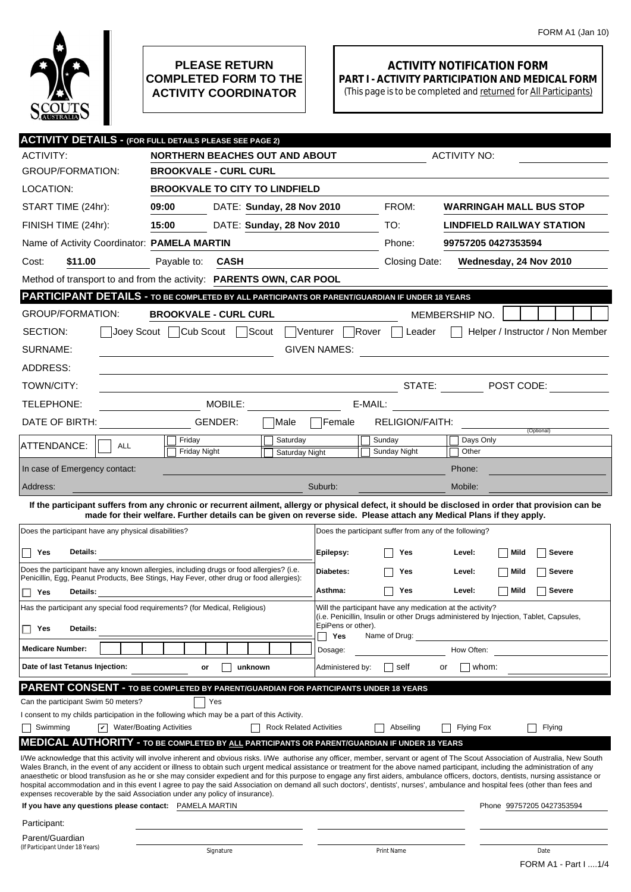FORM A1 (Jan 10)

**PLEASE RETURN COMPLETED FORM TO THE ACTIVITY COORDINATOR**

# ACTIVITY NOTIFICATION FORM

## PART I - ACTIVITY PARTICIPATION AND MEDICAL FORM

(This page is to be completed and returned for All Participants)

## ACTIVITY DETAILS - (FOR FULL DETAILS PLEASE SEE PAGE 2)

| | | | |
|---|---|---|---|
| ACTIVITY: | **NORTHERN BEACHES OUT AND ABOUT** | ACTIVITY NO: | |
| GROUP/FORMATION: | **BROOKVALE - CURL CURL** | | |
| LOCATION: | **BROOKVALE TO CITY TO LINDFIELD** | | |
| START TIME (24hr): | **09:00** DATE: **Sunday, 28 Nov 2010** | FROM: | **WARRINGAH MALL BUS STOP** |
| FINISH TIME (24hr): | **15:00** DATE: **Sunday, 28 Nov 2010** | TO: | **LINDFIELD RAILWAY STATION** |
| Name of Activity Coordinator: | **PAMELA MARTIN** | Phone: | **99757205 0427353594** |
| Cost: **$11.00** | Payable to: **CASH** | Closing Date: | **Wednesday, 24 Nov 2010** |

Method of transport to and from the activity: **PARENTS OWN, CAR POOL**

## PARTICIPANT DETAILS - TO BE COMPLETED BY ALL PARTICIPANTS OR PARENT/GUARDIAN IF UNDER 18 YEARS

GROUP/FORMATION: **BROOKVALE - CURL CURL** MEMBERSHIP NO. ____

SECTION: ☐ Joey Scout ☐ Cub Scout ☐ Scout ☐ Venturer ☐ Rover ☐ Leader ☐ Helper / Instructor / Non Member

SURNAME: ____ GIVEN NAMES: ____

ADDRESS: ____

TOWN/CITY: ____ STATE: ____ POST CODE: ____

TELEPHONE: ____ MOBILE: ____ E-MAIL: ____

DATE OF BIRTH: ____ GENDER: ☐ Male ☐ Female RELIGION/FAITH: ____ (Optional)

ATTENDANCE: ☐ ALL ☐ Friday ☐ Friday Night ☐ Saturday ☐ Saturday Night ☐ Sunday ☐ Sunday Night ☐ Days Only ☐ Other

In case of Emergency contact: ____ Phone: ____

Address: ____ Suburb: ____ Mobile: ____

**If the participant suffers from any chronic or recurrent ailment, allergy or physical defect, it should be disclosed in order that provision can be made for their welfare. Further details can be given on reverse side. Please attach any Medical Plans if they apply.**

Does the participant have any physical disabilities?

☐ **Yes** **Details:** ____

Does the participant have any known allergies, including drugs or food allergies? (i.e. Penicillin, Egg, Peanut Products, Bee Stings, Hay Fever, other drug or food allergies):

☐ **Yes** **Details:** ____

Has the participant any special food requirements? (for Medical, Religious)

☐ **Yes** **Details:** ____

**Medicare Number:** ____

**Date of last Tetanus Injection:** ____ **or** ☐ **unknown**

Does the participant suffer from any of the following?

| | | | | |
|---|---|---|---|---|
| **Epilepsy:** | ☐ **Yes** | **Level:** | ☐ **Mild** | ☐ **Severe** |
| **Diabetes:** | ☐ **Yes** | **Level:** | ☐ **Mild** | ☐ **Severe** |
| **Asthma:** | ☐ **Yes** | **Level:** | ☐ **Mild** | ☐ **Severe** |

Will the participant have any medication at the activity? (i.e. Penicillin, Insulin or other Drugs administered by Injection, Tablet, Capsules, EpiPens or other).

☐ **Yes** Name of Drug: ____

Dosage: ____ How Often: ____

Administered by: ☐ self or ☐ whom: ____

## PARENT CONSENT - TO BE COMPLETED BY PARENT/GUARDIAN FOR PARTICIPANTS UNDER 18 YEARS

Can the participant Swim 50 meters? ☐ Yes

I consent to my childs participation in the following which may be a part of this Activity.

☐ Swimming ☑ Water/Boating Activities ☐ Rock Related Activities ☐ Abseiling ☐ Flying Fox ☐ Flying

## MEDICAL AUTHORITY - TO BE COMPLETED BY ALL PARTICIPANTS OR PARENT/GUARDIAN IF UNDER 18 YEARS

I/We acknowledge that this activity will involve inherent and obvious risks. I/We authorise any officer, member, servant or agent of The Scout Association of Australia, New South Wales Branch, in the event of any accident or illness to obtain such urgent medical assistance or treatment for the above named participant, including the administration of any anaesthetic or blood transfusion as he or she may consider expedient and for this purpose to engage any first aiders, ambulance officers, doctors, dentists, nursing assistance or hospital accommodation and in this event I agree to pay the said Association on demand all such doctors', dentists', nurses', ambulance and hospital fees (other than fees and expenses recoverable by the said Association under any policy of insurance).

**If you have any questions please contact:** PAMELA MARTIN Phone 99757205 0427353594

| | Signature | Print Name | Date |
|---|---|---|---|
| Participant: | | | |
| Parent/Guardian (If Participant Under 18 Years) | | | |

FORM A1 - Part I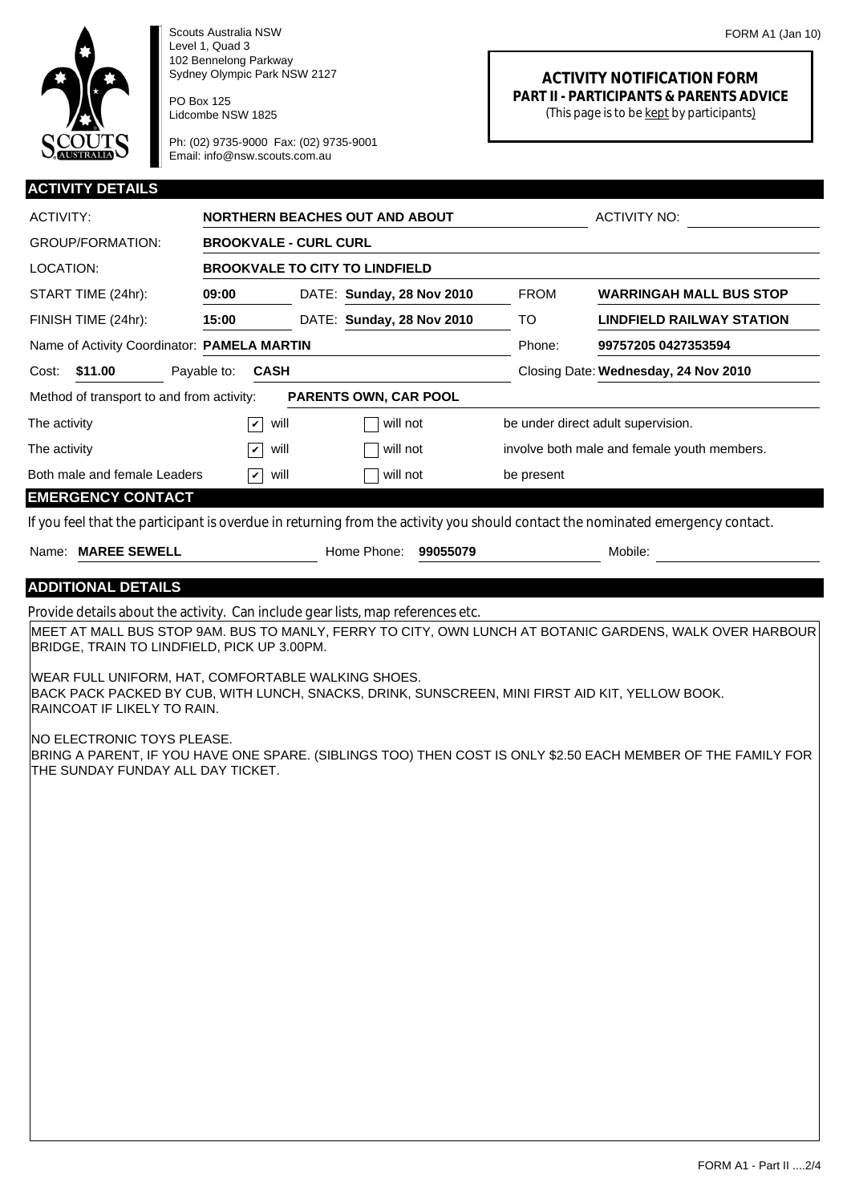Scouts Australia NSW
Level 1, Quad 3
102 Bennelong Parkway
Sydney Olympic Park NSW 2127

PO Box 125
Lidcombe NSW 1825

Ph: (02) 9735-9000 Fax: (02) 9735-9001
Email: info@nsw.scouts.com.au

FORM A1 (Jan 10)

# ACTIVITY NOTIFICATION FORM

**PART II - PARTICIPANTS & PARENTS ADVICE**

*(This page is to be kept by participants)*

## ACTIVITY DETAILS

| | | | | | |
|---|---|---|---|---|---|
| ACTIVITY: | **NORTHERN BEACHES OUT AND ABOUT** | | | ACTIVITY NO: | |
| GROUP/FORMATION: | **BROOKVALE - CURL CURL** | | | | |
| LOCATION: | **BROOKVALE TO CITY TO LINDFIELD** | | | | |
| START TIME (24hr): | **09:00** | DATE: **Sunday, 28 Nov 2010** | FROM | **WARRINGAH MALL BUS STOP** | |
| FINISH TIME (24hr): | **15:00** | DATE: **Sunday, 28 Nov 2010** | TO | **LINDFIELD RAILWAY STATION** | |

Name of Activity Coordinator: **PAMELA MARTIN** Phone: **99757205 0427353594**

Cost: **$11.00** Payable to: **CASH** Closing Date: **Wednesday, 24 Nov 2010**

Method of transport to and from activity: **PARENTS OWN, CAR POOL**

The activity ☑ will ☐ will not be under direct adult supervision.

The activity ☑ will ☐ will not involve both male and female youth members.

Both male and female Leaders ☑ will ☐ will not be present

## EMERGENCY CONTACT

If you feel that the participant is overdue in returning from the activity you should contact the nominated emergency contact.

Name: **MAREE SEWELL** Home Phone: **99055079** Mobile:

## ADDITIONAL DETAILS

Provide details about the activity. Can include gear lists, map references etc.

MEET AT MALL BUS STOP 9AM. BUS TO MANLY, FERRY TO CITY, OWN LUNCH AT BOTANIC GARDENS, WALK OVER HARBOUR BRIDGE, TRAIN TO LINDFIELD, PICK UP 3.00PM.

WEAR FULL UNIFORM, HAT, COMFORTABLE WALKING SHOES.
BACK PACK PACKED BY CUB, WITH LUNCH, SNACKS, DRINK, SUNSCREEN, MINI FIRST AID KIT, YELLOW BOOK.
RAINCOAT IF LIKELY TO RAIN.

NO ELECTRONIC TOYS PLEASE.
BRING A PARENT, IF YOU HAVE ONE SPARE. (SIBLINGS TOO) THEN COST IS ONLY $2.50 EACH MEMBER OF THE FAMILY FOR THE SUNDAY FUNDAY ALL DAY TICKET.